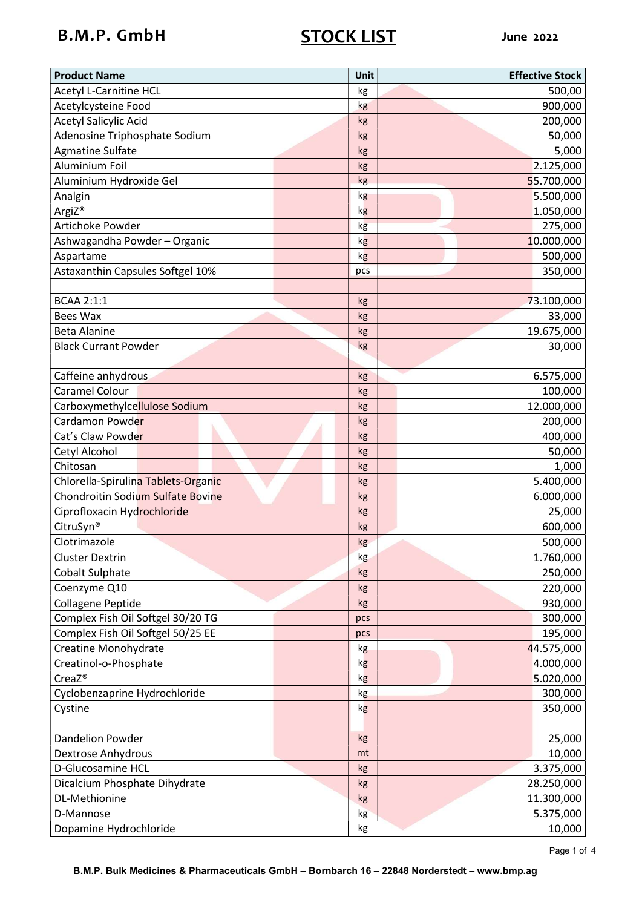B.M.P. GmbH

# STOCK LIST

June 2022

| Product Name | Unit | Effective Stock |
|---|---|---|
| Acetyl L-Carnitine HCL | kg | 500,00 |
| Acetylcysteine Food | kg | 900,000 |
| Acetyl Salicylic Acid | kg | 200,000 |
| Adenosine Triphosphate Sodium | kg | 50,000 |
| Agmatine Sulfate | kg | 5,000 |
| Aluminium Foil | kg | 2.125,000 |
| Aluminium Hydroxide Gel | kg | 55.700,000 |
| Analgin | kg | 5.500,000 |
| ArgiZ® | kg | 1.050,000 |
| Artichoke Powder | kg | 275,000 |
| Ashwagandha Powder – Organic | kg | 10.000,000 |
| Aspartame | kg | 500,000 |
| Astaxanthin Capsules Softgel 10% | pcs | 350,000 |
| | | |
| BCAA 2:1:1 | kg | 73.100,000 |
| Bees Wax | kg | 33,000 |
| Beta Alanine | kg | 19.675,000 |
| Black Currant Powder | kg | 30,000 |
| | | |
| Caffeine anhydrous | kg | 6.575,000 |
| Caramel Colour | kg | 100,000 |
| Carboxymethylcellulose Sodium | kg | 12.000,000 |
| Cardamon Powder | kg | 200,000 |
| Cat's Claw Powder | kg | 400,000 |
| Cetyl Alcohol | kg | 50,000 |
| Chitosan | kg | 1,000 |
| Chlorella-Spirulina Tablets-Organic | kg | 5.400,000 |
| Chondroitin Sodium Sulfate Bovine | kg | 6.000,000 |
| Ciprofloxacin Hydrochloride | kg | 25,000 |
| CitruSyn® | kg | 600,000 |
| Clotrimazole | kg | 500,000 |
| Cluster Dextrin | kg | 1.760,000 |
| Cobalt Sulphate | kg | 250,000 |
| Coenzyme Q10 | kg | 220,000 |
| Collagene Peptide | kg | 930,000 |
| Complex Fish Oil Softgel 30/20 TG | pcs | 300,000 |
| Complex Fish Oil Softgel 50/25 EE | pcs | 195,000 |
| Creatine Monohydrate | kg | 44.575,000 |
| Creatinol-o-Phosphate | kg | 4.000,000 |
| CreaZ® | kg | 5.020,000 |
| Cyclobenzaprine Hydrochloride | kg | 300,000 |
| Cystine | kg | 350,000 |
| | | |
| Dandelion Powder | kg | 25,000 |
| Dextrose Anhydrous | mt | 10,000 |
| D-Glucosamine HCL | kg | 3.375,000 |
| Dicalcium Phosphate Dihydrate | kg | 28.250,000 |
| DL-Methionine | kg | 11.300,000 |
| D-Mannose | kg | 5.375,000 |
| Dopamine Hydrochloride | kg | 10,000 |

B.M.P. Bulk Medicines & Pharmaceuticals GmbH – Bornbarch 16 – 22848 Norderstedt – www.bmp.ag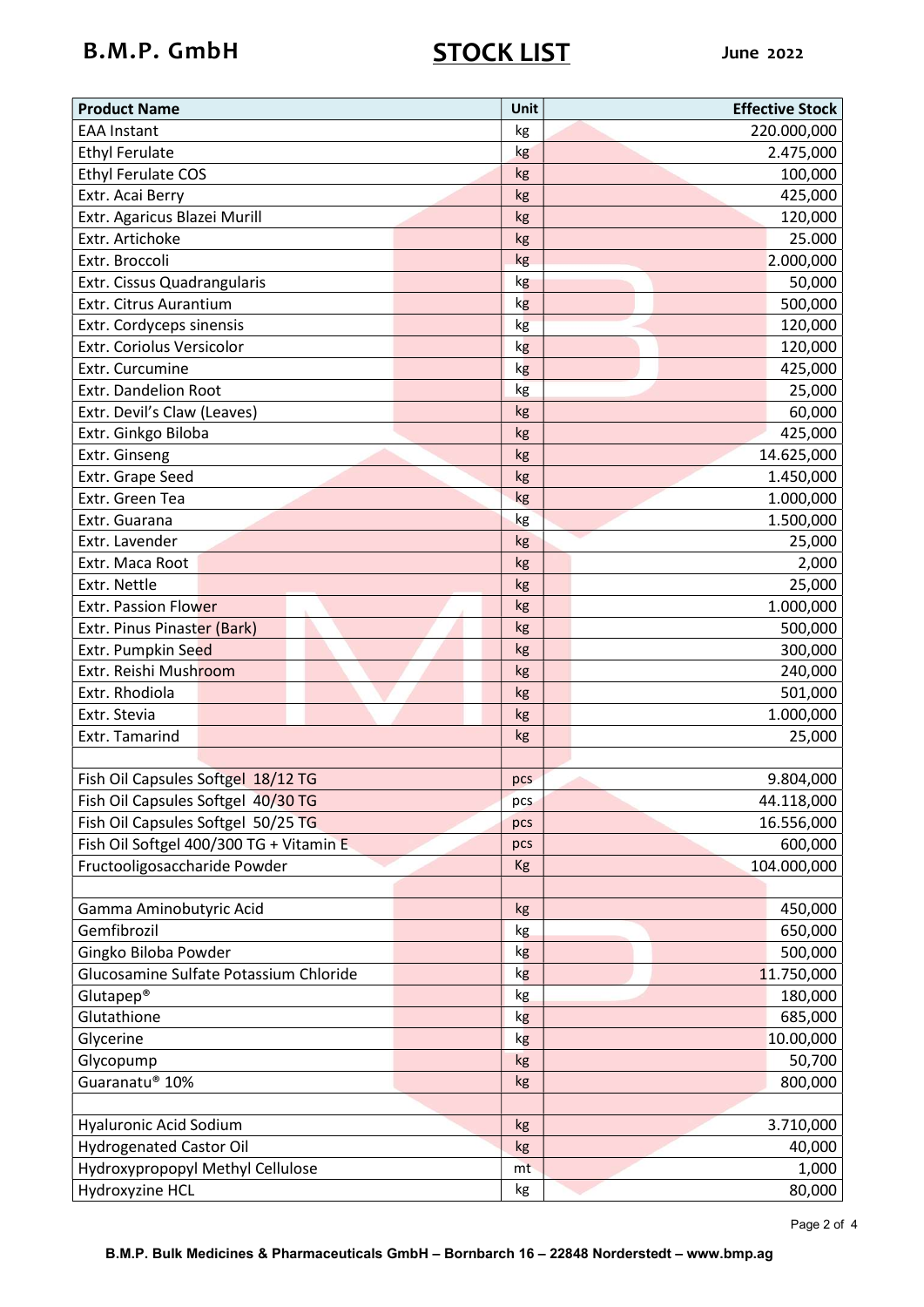# B.M.P. GmbH

## STOCK LIST

**June 2022**

| Product Name | Unit | Effective Stock |
|---|---|---|
| EAA Instant | kg | 220.000,000 |
| Ethyl Ferulate | kg | 2.475,000 |
| Ethyl Ferulate COS | kg | 100,000 |
| Extr. Acai Berry | kg | 425,000 |
| Extr. Agaricus Blazei Murill | kg | 120,000 |
| Extr. Artichoke | kg | 25.000 |
| Extr. Broccoli | kg | 2.000,000 |
| Extr. Cissus Quadrangularis | kg | 50,000 |
| Extr. Citrus Aurantium | kg | 500,000 |
| Extr. Cordyceps sinensis | kg | 120,000 |
| Extr. Coriolus Versicolor | kg | 120,000 |
| Extr. Curcumine | kg | 425,000 |
| Extr. Dandelion Root | kg | 25,000 |
| Extr. Devil's Claw (Leaves) | kg | 60,000 |
| Extr. Ginkgo Biloba | kg | 425,000 |
| Extr. Ginseng | kg | 14.625,000 |
| Extr. Grape Seed | kg | 1.450,000 |
| Extr. Green Tea | kg | 1.000,000 |
| Extr. Guarana | kg | 1.500,000 |
| Extr. Lavender | kg | 25,000 |
| Extr. Maca Root | kg | 2,000 |
| Extr. Nettle | kg | 25,000 |
| Extr. Passion Flower | kg | 1.000,000 |
| Extr. Pinus Pinaster (Bark) | kg | 500,000 |
| Extr. Pumpkin Seed | kg | 300,000 |
| Extr. Reishi Mushroom | kg | 240,000 |
| Extr. Rhodiola | kg | 501,000 |
| Extr. Stevia | kg | 1.000,000 |
| Extr. Tamarind | kg | 25,000 |
| | | |
| Fish Oil Capsules Softgel 18/12 TG | pcs | 9.804,000 |
| Fish Oil Capsules Softgel 40/30 TG | pcs | 44.118,000 |
| Fish Oil Capsules Softgel 50/25 TG | pcs | 16.556,000 |
| Fish Oil Softgel 400/300 TG + Vitamin E | pcs | 600,000 |
| Fructooligosaccharide Powder | Kg | 104.000,000 |
| | | |
| Gamma Aminobutyric Acid | kg | 450,000 |
| Gemfibrozil | kg | 650,000 |
| Gingko Biloba Powder | kg | 500,000 |
| Glucosamine Sulfate Potassium Chloride | kg | 11.750,000 |
| Glutapep® | kg | 180,000 |
| Glutathione | kg | 685,000 |
| Glycerine | kg | 10.00,000 |
| Glycopump | kg | 50,700 |
| Guaranatu® 10% | kg | 800,000 |
| | | |
| Hyaluronic Acid Sodium | kg | 3.710,000 |
| Hydrogenated Castor Oil | kg | 40,000 |
| Hydroxypropopyl Methyl Cellulose | mt | 1,000 |
| Hydroxyzine HCL | kg | 80,000 |

B.M.P. Bulk Medicines & Pharmaceuticals GmbH – Bornbarch 16 – 22848 Norderstedt – www.bmp.ag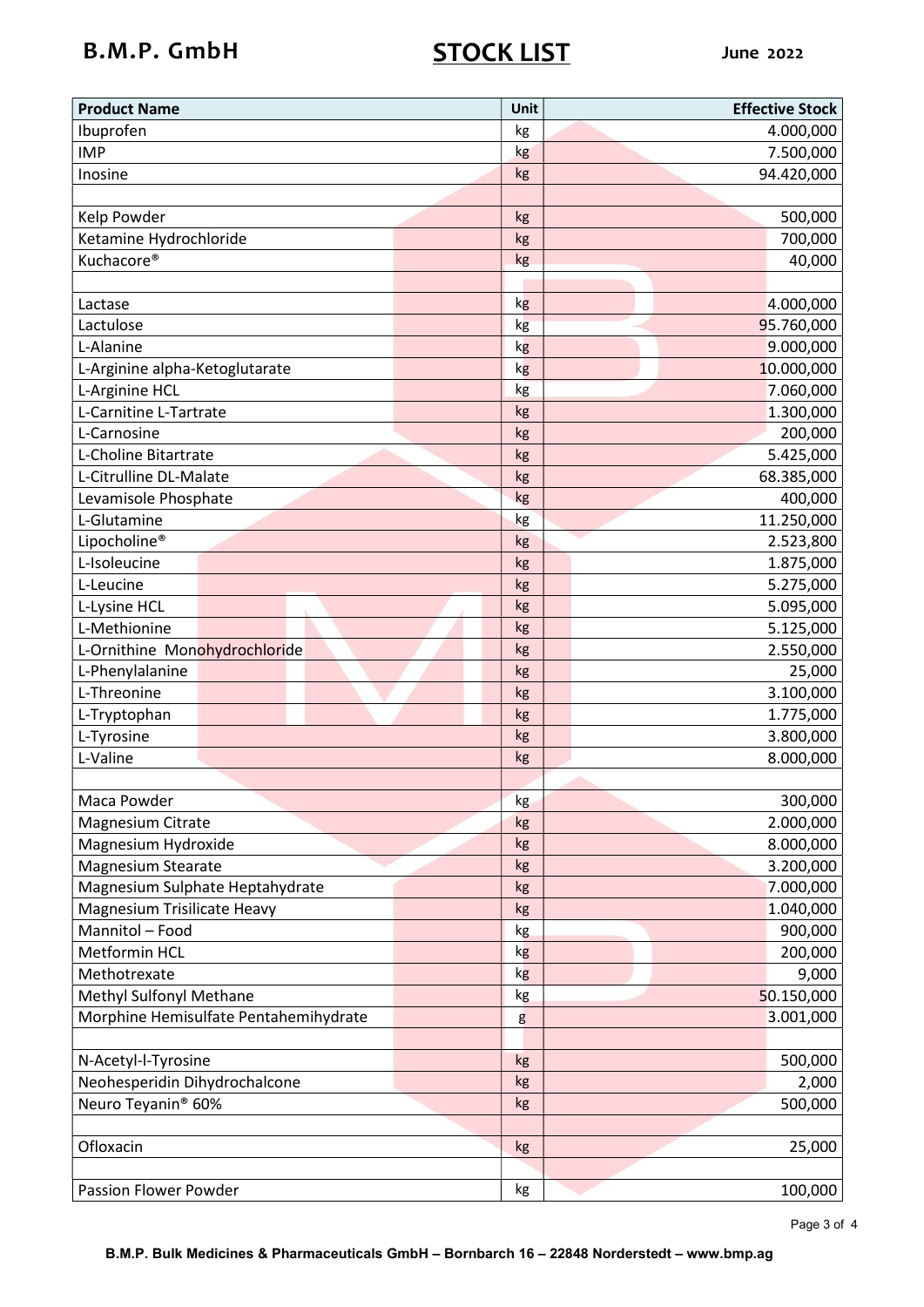B.M.P. GmbH

# STOCK LIST

June 2022

| Product Name | Unit | Effective Stock |
|---|---|---|
| Ibuprofen | kg | 4.000,000 |
| IMP | kg | 7.500,000 |
| Inosine | kg | 94.420,000 |
| | | |
| Kelp Powder | kg | 500,000 |
| Ketamine Hydrochloride | kg | 700,000 |
| Kuchacore® | kg | 40,000 |
| | | |
| Lactase | kg | 4.000,000 |
| Lactulose | kg | 95.760,000 |
| L-Alanine | kg | 9.000,000 |
| L-Arginine alpha-Ketoglutarate | kg | 10.000,000 |
| L-Arginine HCL | kg | 7.060,000 |
| L-Carnitine L-Tartrate | kg | 1.300,000 |
| L-Carnosine | kg | 200,000 |
| L-Choline Bitartrate | kg | 5.425,000 |
| L-Citrulline DL-Malate | kg | 68.385,000 |
| Levamisole Phosphate | kg | 400,000 |
| L-Glutamine | kg | 11.250,000 |
| Lipocholine® | kg | 2.523,800 |
| L-Isoleucine | kg | 1.875,000 |
| L-Leucine | kg | 5.275,000 |
| L-Lysine HCL | kg | 5.095,000 |
| L-Methionine | kg | 5.125,000 |
| L-Ornithine Monohydrochloride | kg | 2.550,000 |
| L-Phenylalanine | kg | 25,000 |
| L-Threonine | kg | 3.100,000 |
| L-Tryptophan | kg | 1.775,000 |
| L-Tyrosine | kg | 3.800,000 |
| L-Valine | kg | 8.000,000 |
| | | |
| Maca Powder | kg | 300,000 |
| Magnesium Citrate | kg | 2.000,000 |
| Magnesium Hydroxide | kg | 8.000,000 |
| Magnesium Stearate | kg | 3.200,000 |
| Magnesium Sulphate Heptahydrate | kg | 7.000,000 |
| Magnesium Trisilicate Heavy | kg | 1.040,000 |
| Mannitol – Food | kg | 900,000 |
| Metformin HCL | kg | 200,000 |
| Methotrexate | kg | 9,000 |
| Methyl Sulfonyl Methane | kg | 50.150,000 |
| Morphine Hemisulfate Pentahemihydrate | g | 3.001,000 |
| | | |
| N-Acetyl-l-Tyrosine | kg | 500,000 |
| Neohesperidin Dihydrochalcone | kg | 2,000 |
| Neuro Teyanin® 60% | kg | 500,000 |
| | | |
| Ofloxacin | kg | 25,000 |
| | | |
| Passion Flower Powder | kg | 100,000 |

B.M.P. Bulk Medicines & Pharmaceuticals GmbH – Bornbarch 16 – 22848 Norderstedt – www.bmp.ag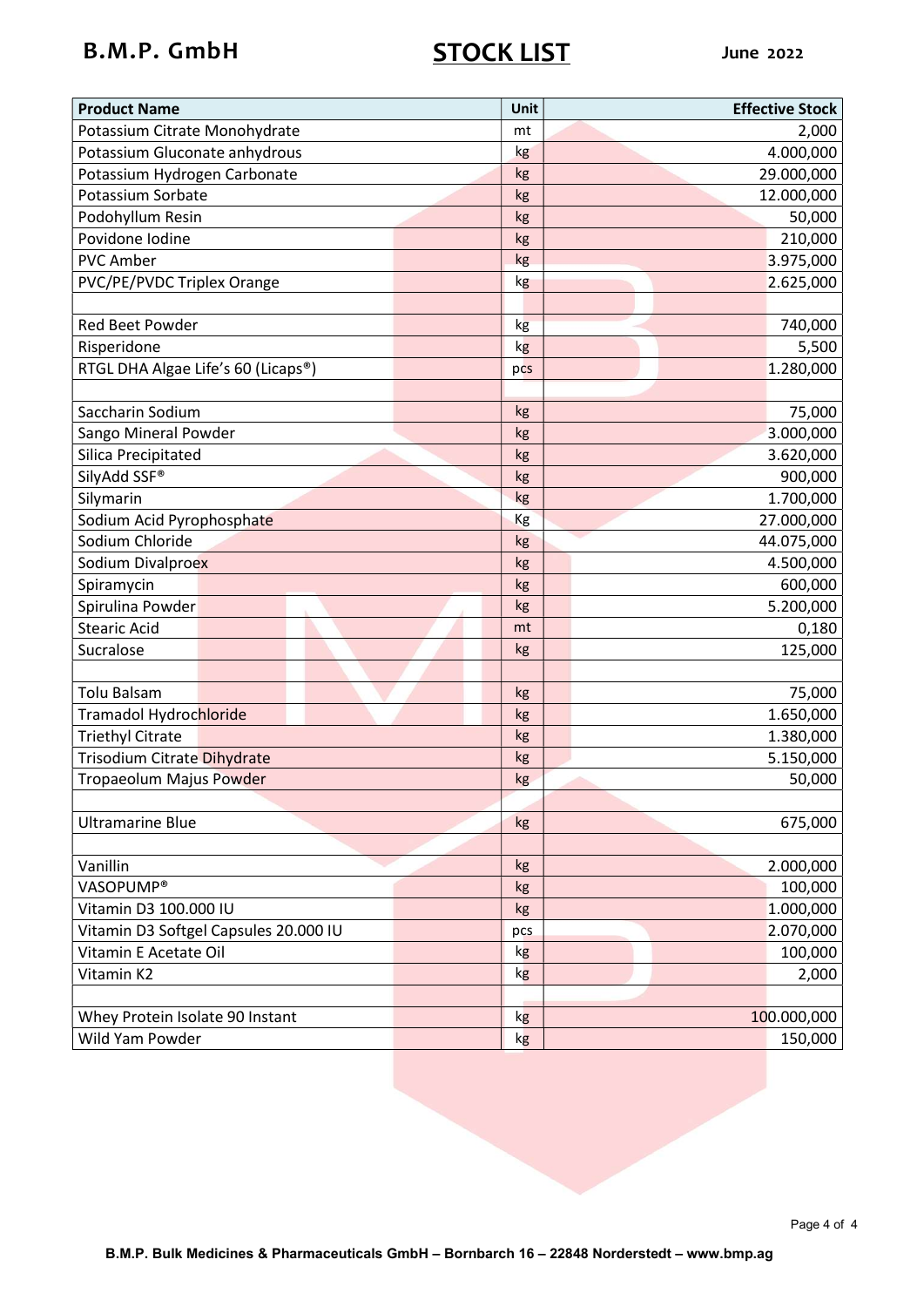B.M.P. GmbH

# STOCK LIST

June 2022

| Product Name | Unit | Effective Stock |
|---|---|---|
| Potassium Citrate Monohydrate | mt | 2,000 |
| Potassium Gluconate anhydrous | kg | 4.000,000 |
| Potassium Hydrogen Carbonate | kg | 29.000,000 |
| Potassium Sorbate | kg | 12.000,000 |
| Podohyllum Resin | kg | 50,000 |
| Povidone Iodine | kg | 210,000 |
| PVC Amber | kg | 3.975,000 |
| PVC/PE/PVDC Triplex Orange | kg | 2.625,000 |
| | | |
| Red Beet Powder | kg | 740,000 |
| Risperidone | kg | 5,500 |
| RTGL DHA Algae Life's 60 (Licaps®) | pcs | 1.280,000 |
| | | |
| Saccharin Sodium | kg | 75,000 |
| Sango Mineral Powder | kg | 3.000,000 |
| Silica Precipitated | kg | 3.620,000 |
| SilyAdd SSF® | kg | 900,000 |
| Silymarin | kg | 1.700,000 |
| Sodium Acid Pyrophosphate | Kg | 27.000,000 |
| Sodium Chloride | kg | 44.075,000 |
| Sodium Divalproex | kg | 4.500,000 |
| Spiramycin | kg | 600,000 |
| Spirulina Powder | kg | 5.200,000 |
| Stearic Acid | mt | 0,180 |
| Sucralose | kg | 125,000 |
| | | |
| Tolu Balsam | kg | 75,000 |
| Tramadol Hydrochloride | kg | 1.650,000 |
| Triethyl Citrate | kg | 1.380,000 |
| Trisodium Citrate Dihydrate | kg | 5.150,000 |
| Tropaeolum Majus Powder | kg | 50,000 |
| | | |
| Ultramarine Blue | kg | 675,000 |
| | | |
| Vanillin | kg | 2.000,000 |
| VASOPUMP® | kg | 100,000 |
| Vitamin D3 100.000 IU | kg | 1.000,000 |
| Vitamin D3 Softgel Capsules 20.000 IU | pcs | 2.070,000 |
| Vitamin E Acetate Oil | kg | 100,000 |
| Vitamin K2 | kg | 2,000 |
| | | |
| Whey Protein Isolate 90 Instant | kg | 100.000,000 |
| Wild Yam Powder | kg | 150,000 |

B.M.P. Bulk Medicines & Pharmaceuticals GmbH – Bornbarch 16 – 22848 Norderstedt – www.bmp.ag